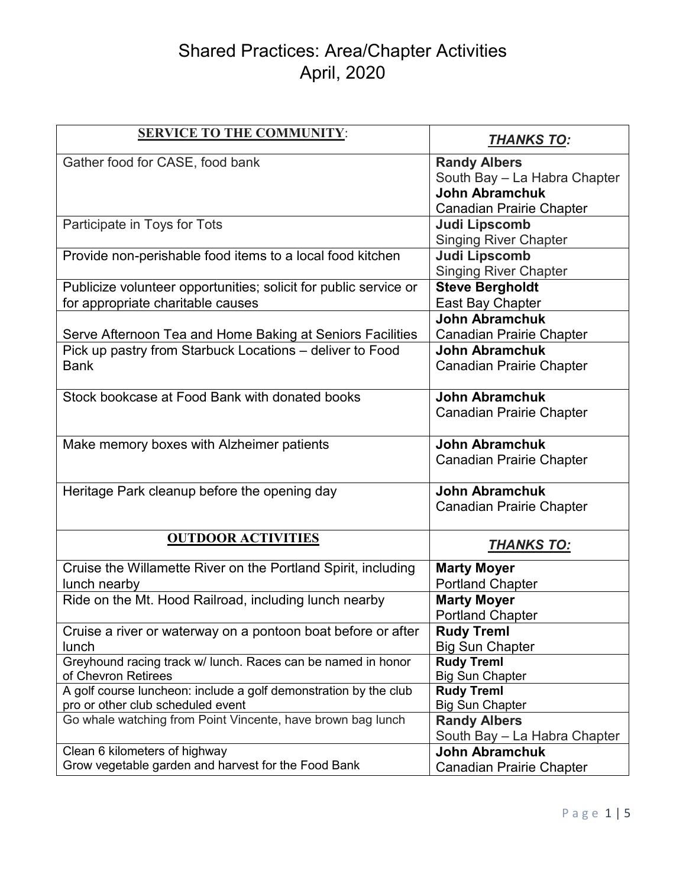# Shared Practices: Area/Chapter Activities
# April, 2020

| **SERVICE TO THE COMMUNITY**: | ***THANKS TO:*** |
|---|---|
| Gather food for CASE, food bank | **Randy Albers**<br>South Bay – La Habra Chapter<br>**John Abramchuk**<br>Canadian Prairie Chapter |
| Participate in Toys for Tots | **Judi Lipscomb**<br>Singing River Chapter |
| Provide non-perishable food items to a local food kitchen | **Judi Lipscomb**<br>Singing River Chapter |
| Publicize volunteer opportunities; solicit for public service or for appropriate charitable causes | **Steve Bergholdt**<br>East Bay Chapter |
| Serve Afternoon Tea and Home Baking at Seniors Facilities | **John Abramchuk**<br>Canadian Prairie Chapter |
| Pick up pastry from Starbuck Locations – deliver to Food Bank | **John Abramchuk**<br>Canadian Prairie Chapter |
| Stock bookcase at Food Bank with donated books | **John Abramchuk**<br>Canadian Prairie Chapter |
| Make memory boxes with Alzheimer patients | **John Abramchuk**<br>Canadian Prairie Chapter |
| Heritage Park cleanup before the opening day | **John Abramchuk**<br>Canadian Prairie Chapter |
| **OUTDOOR ACTIVITIES** | ***THANKS TO:*** |
| Cruise the Willamette River on the Portland Spirit, including lunch nearby | **Marty Moyer**<br>Portland Chapter |
| Ride on the Mt. Hood Railroad, including lunch nearby | **Marty Moyer**<br>Portland Chapter |
| Cruise a river or waterway on a pontoon boat before or after lunch | **Rudy Treml**<br>Big Sun Chapter |
| Greyhound racing track w/ lunch. Races can be named in honor of Chevron Retirees | **Rudy Treml**<br>Big Sun Chapter |
| A golf course luncheon: include a golf demonstration by the club pro or other club scheduled event | **Rudy Treml**<br>Big Sun Chapter |
| Go whale watching from Point Vincente, have brown bag lunch | **Randy Albers**<br>South Bay – La Habra Chapter |
| Clean 6 kilometers of highway<br>Grow vegetable garden and harvest for the Food Bank | **John Abramchuk**<br>Canadian Prairie Chapter |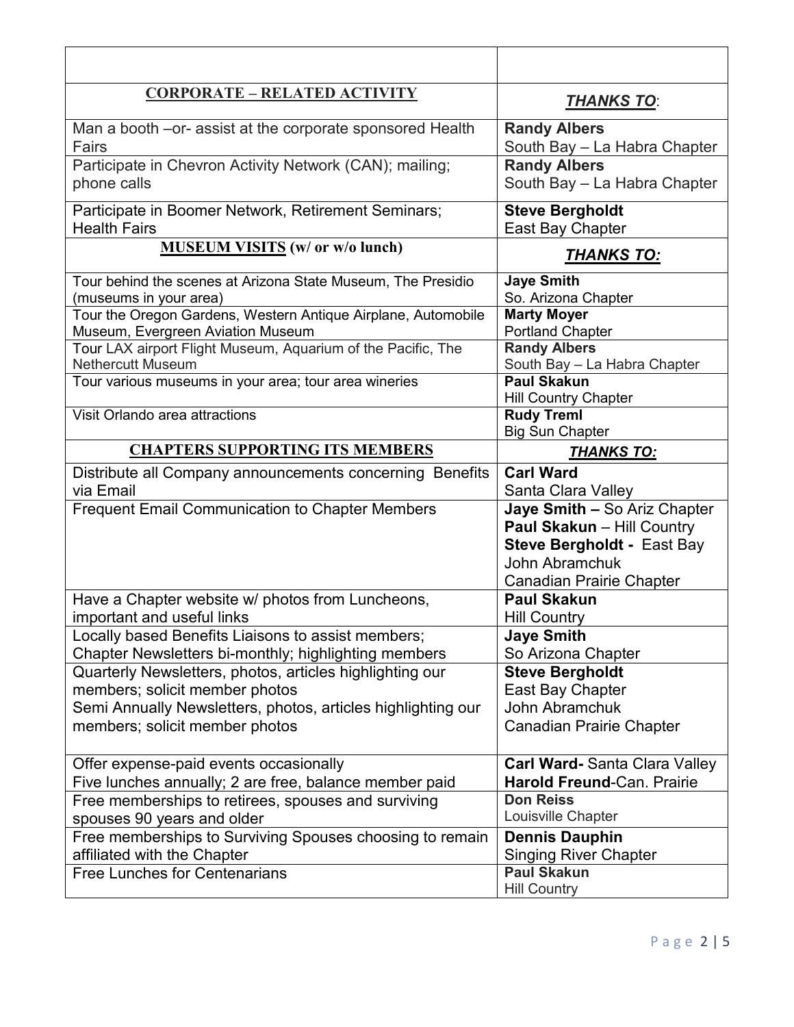| | |
|---|---|
| **CORPORATE – RELATED ACTIVITY** | ***THANKS TO***: |
| Man a booth –or- assist at the corporate sponsored Health Fairs | **Randy Albers**<br>South Bay – La Habra Chapter |
| Participate in Chevron Activity Network (CAN); mailing; phone calls | **Randy Albers**<br>South Bay – La Habra Chapter |
| Participate in Boomer Network, Retirement Seminars; Health Fairs | **Steve Bergholdt**<br>East Bay Chapter |
| **MUSEUM VISITS (w/ or w/o lunch)** | ***THANKS TO:*** |
| Tour behind the scenes at Arizona State Museum, The Presidio (museums in your area) | **Jaye Smith**<br>So. Arizona Chapter |
| Tour the Oregon Gardens, Western Antique Airplane, Automobile Museum, Evergreen Aviation Museum | **Marty Moyer**<br>Portland Chapter |
| Tour LAX airport Flight Museum, Aquarium of the Pacific, The Nethercutt Museum | **Randy Albers**<br>South Bay – La Habra Chapter |
| Tour various museums in your area; tour area wineries | **Paul Skakun**<br>Hill Country Chapter |
| Visit Orlando area attractions | **Rudy Treml**<br>Big Sun Chapter |
| **CHAPTERS SUPPORTING ITS MEMBERS** | ***THANKS TO:*** |
| Distribute all Company announcements concerning Benefits via Email | **Carl Ward**<br>Santa Clara Valley |
| Frequent Email Communication to Chapter Members | **Jaye Smith –** So Ariz Chapter<br>**Paul Skakun** – Hill Country<br>**Steve Bergholdt -** East Bay<br>John Abramchuk<br>Canadian Prairie Chapter |
| Have a Chapter website w/ photos from Luncheons, important and useful links | **Paul Skakun**<br>Hill Country |
| Locally based Benefits Liaisons to assist members; Chapter Newsletters bi-monthly; highlighting members | **Jaye Smith**<br>So Arizona Chapter |
| Quarterly Newsletters, photos, articles highlighting our members; solicit member photos<br>Semi Annually Newsletters, photos, articles highlighting our members; solicit member photos | **Steve Bergholdt**<br>East Bay Chapter<br>John Abramchuk<br>Canadian Prairie Chapter |
| Offer expense-paid events occasionally<br>Five lunches annually; 2 are free, balance member paid | **Carl Ward-** Santa Clara Valley<br>**Harold Freund**-Can. Prairie |
| Free memberships to retirees, spouses and surviving spouses 90 years and older | **Don Reiss**<br>Louisville Chapter |
| Free memberships to Surviving Spouses choosing to remain affiliated with the Chapter | **Dennis Dauphin**<br>Singing River Chapter |
| Free Lunches for Centenarians | **Paul Skakun**<br>Hill Country |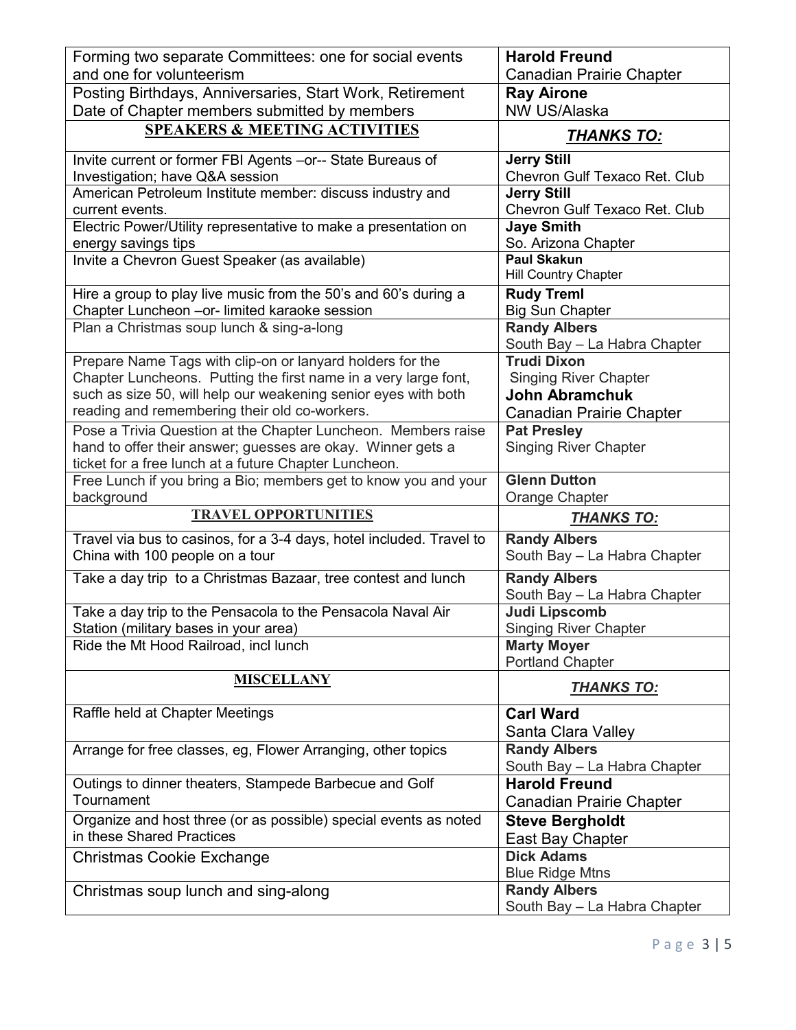| | |
|---|---|
| Forming two separate Committees: one for social events and one for volunteerism | **Harold Freund**<br>Canadian Prairie Chapter |
| Posting Birthdays, Anniversaries, Start Work, Retirement Date of Chapter members submitted by members | **Ray Airone**<br>NW US/Alaska |
| **SPEAKERS & MEETING ACTIVITIES** | ***THANKS TO:*** |
| Invite current or former FBI Agents –or-- State Bureaus of Investigation; have Q&A session | **Jerry Still**<br>Chevron Gulf Texaco Ret. Club |
| American Petroleum Institute member: discuss industry and current events. | **Jerry Still**<br>Chevron Gulf Texaco Ret. Club |
| Electric Power/Utility representative to make a presentation on energy savings tips | **Jaye Smith**<br>So. Arizona Chapter |
| Invite a Chevron Guest Speaker (as available) | **Paul Skakun**<br>Hill Country Chapter |
| Hire a group to play live music from the 50's and 60's during a Chapter Luncheon –or- limited karaoke session | **Rudy Treml**<br>Big Sun Chapter |
| Plan a Christmas soup lunch & sing-a-long | **Randy Albers**<br>South Bay – La Habra Chapter |
| Prepare Name Tags with clip-on or lanyard holders for the Chapter Luncheons. Putting the first name in a very large font, such as size 50, will help our weakening senior eyes with both reading and remembering their old co-workers. | **Trudi Dixon**<br>Singing River Chapter<br>**John Abramchuk**<br>Canadian Prairie Chapter |
| Pose a Trivia Question at the Chapter Luncheon. Members raise hand to offer their answer; guesses are okay. Winner gets a ticket for a free lunch at a future Chapter Luncheon. | **Pat Presley**<br>Singing River Chapter |
| Free Lunch if you bring a Bio; members get to know you and your background | **Glenn Dutton**<br>Orange Chapter |
| **TRAVEL OPPORTUNITIES** | ***THANKS TO:*** |
| Travel via bus to casinos, for a 3-4 days, hotel included. Travel to China with 100 people on a tour | **Randy Albers**<br>South Bay – La Habra Chapter |
| Take a day trip to a Christmas Bazaar, tree contest and lunch | **Randy Albers**<br>South Bay – La Habra Chapter |
| Take a day trip to the Pensacola to the Pensacola Naval Air Station (military bases in your area) | **Judi Lipscomb**<br>Singing River Chapter |
| Ride the Mt Hood Railroad, incl lunch | **Marty Moyer**<br>Portland Chapter |
| **MISCELLANY** | ***THANKS TO:*** |
| Raffle held at Chapter Meetings | **Carl Ward**<br>Santa Clara Valley |
| Arrange for free classes, eg, Flower Arranging, other topics | **Randy Albers**<br>South Bay – La Habra Chapter |
| Outings to dinner theaters, Stampede Barbecue and Golf Tournament | **Harold Freund**<br>Canadian Prairie Chapter |
| Organize and host three (or as possible) special events as noted in these Shared Practices | **Steve Bergholdt**<br>East Bay Chapter |
| Christmas Cookie Exchange | **Dick Adams**<br>Blue Ridge Mtns |
| Christmas soup lunch and sing-along | **Randy Albers**<br>South Bay – La Habra Chapter |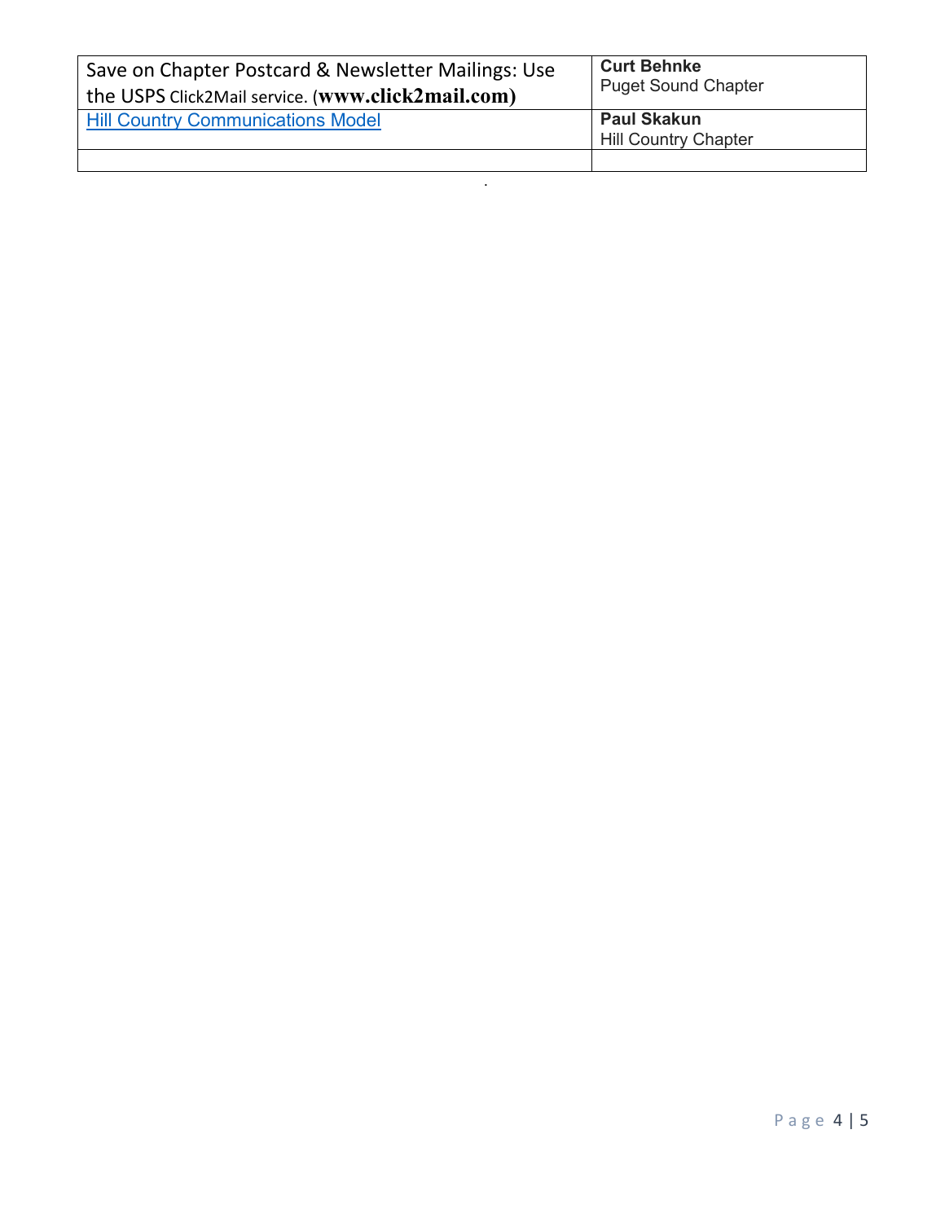| Save on Chapter Postcard & Newsletter Mailings: Use the USPS Click2Mail service. (**www.click2mail.com)** | **Curt Behnke**<br>Puget Sound Chapter |
|---|---|
| Hill Country Communications Model | **Paul Skakun**<br>Hill Country Chapter |
| | |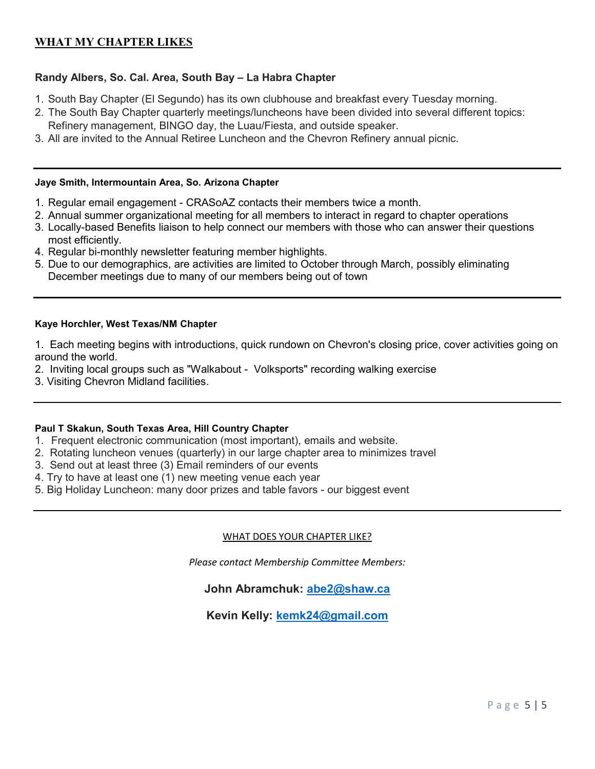## WHAT MY CHAPTER LIKES

### Randy Albers, So. Cal. Area, South Bay – La Habra Chapter

1. South Bay Chapter (El Segundo) has its own clubhouse and breakfast every Tuesday morning.
2. The South Bay Chapter quarterly meetings/luncheons have been divided into several different topics: Refinery management, BINGO day, the Luau/Fiesta, and outside speaker.
3. All are invited to the Annual Retiree Luncheon and the Chevron Refinery annual picnic.

---

### Jaye Smith, Intermountain Area, So. Arizona Chapter

1. Regular email engagement - CRASoAZ contacts their members twice a month.
2. Annual summer organizational meeting for all members to interact in regard to chapter operations
3. Locally-based Benefits liaison to help connect our members with those who can answer their questions most efficiently.
4. Regular bi-monthly newsletter featuring member highlights.
5. Due to our demographics, are activities are limited to October through March, possibly eliminating December meetings due to many of our members being out of town

---

### Kaye Horchler, West Texas/NM Chapter

1. Each meeting begins with introductions, quick rundown on Chevron's closing price, cover activities going on around the world.
2. Inviting local groups such as "Walkabout - Volksports" recording walking exercise
3. Visiting Chevron Midland facilities.

---

### Paul T Skakun, South Texas Area, Hill Country Chapter

1. Frequent electronic communication (most important), emails and website.
2. Rotating luncheon venues (quarterly) in our large chapter area to minimizes travel
3. Send out at least three (3) Email reminders of our events
4. Try to have at least one (1) new meeting venue each year
5. Big Holiday Luncheon: many door prizes and table favors - our biggest event

---

WHAT DOES YOUR CHAPTER LIKE?

*Please contact Membership Committee Members:*

**John Abramchuk: abe2@shaw.ca**

**Kevin Kelly: kemk24@gmail.com**